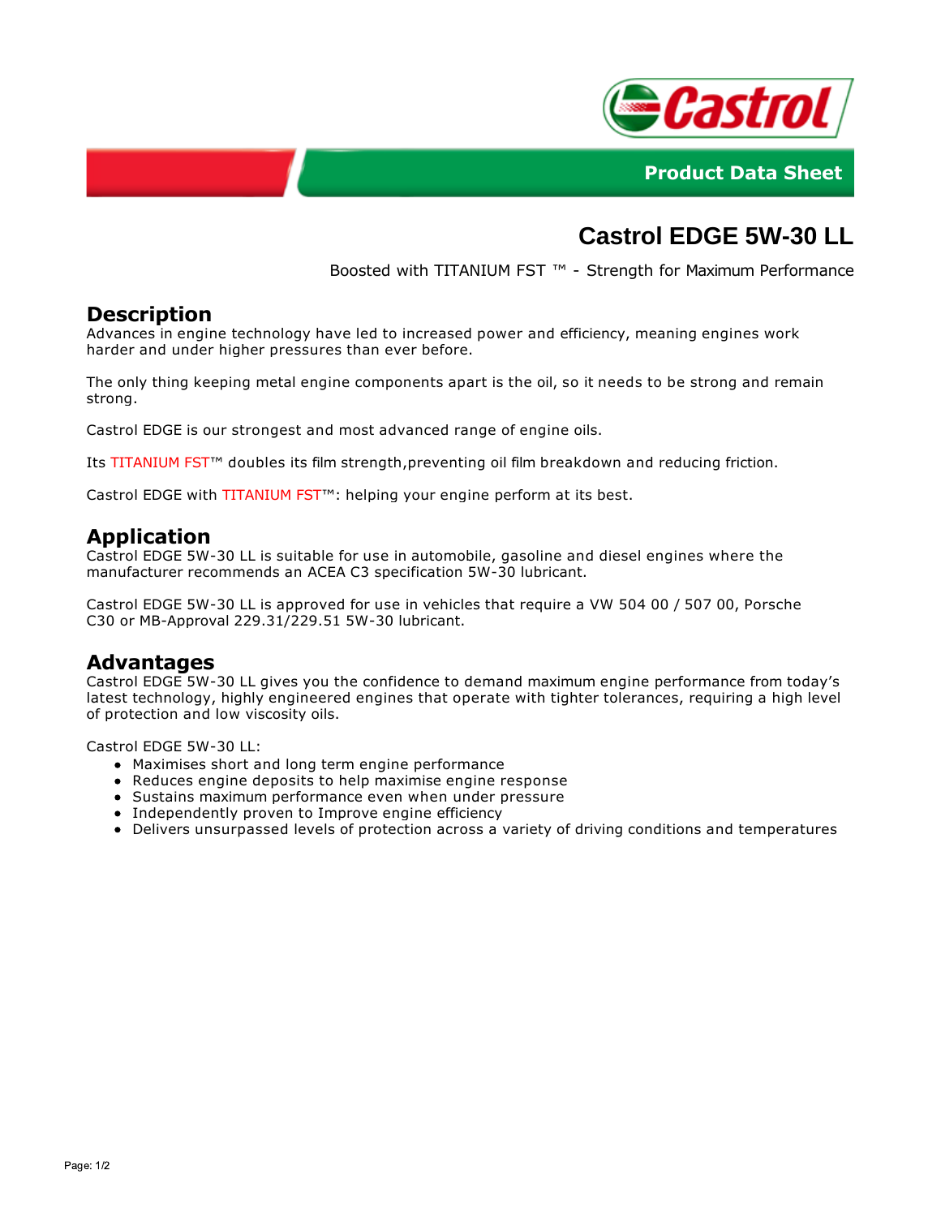Product Data Sheet

# Castrol EDGE 5W-30 LL

Boosted with TITANIUM FST ™ - Strength for Maximum Performance

## Description

Advances in engine technology have led to increased power and efficiency, meaning engines work harder and under higher pressures than ever before.

The only thing keeping metal engine components apart is the oil, so it needs to be strong and remain strong.

Castrol EDGE is our strongest and most advanced range of engine oils.

Its TITANIUM FST™ doubles its film strength,preventing oil film breakdown and reducing friction.

Castrol EDGE with TITANIUM FST™: helping your engine perform at its best.

## Application

Castrol EDGE 5W-30 LL is suitable for use in automobile, gasoline and diesel engines where the manufacturer recommends an ACEA C3 specification 5W-30 lubricant.

Castrol EDGE 5W-30 LL is approved for use in vehicles that require a VW 504 00 / 507 00, Porsche C30 or MB-Approval 229.31/229.51 5W-30 lubricant.

## Advantages

Castrol EDGE 5W-30 LL gives you the confidence to demand maximum engine performance from today's latest technology, highly engineered engines that operate with tighter tolerances, requiring a high level of protection and low viscosity oils.

Castrol EDGE 5W-30 LL:

- Maximises short and long term engine performance
- Reduces engine deposits to help maximise engine response
- Sustains maximum performance even when under pressure
- Independently proven to Improve engine efficiency
- Delivers unsurpassed levels of protection across a variety of driving conditions and temperatures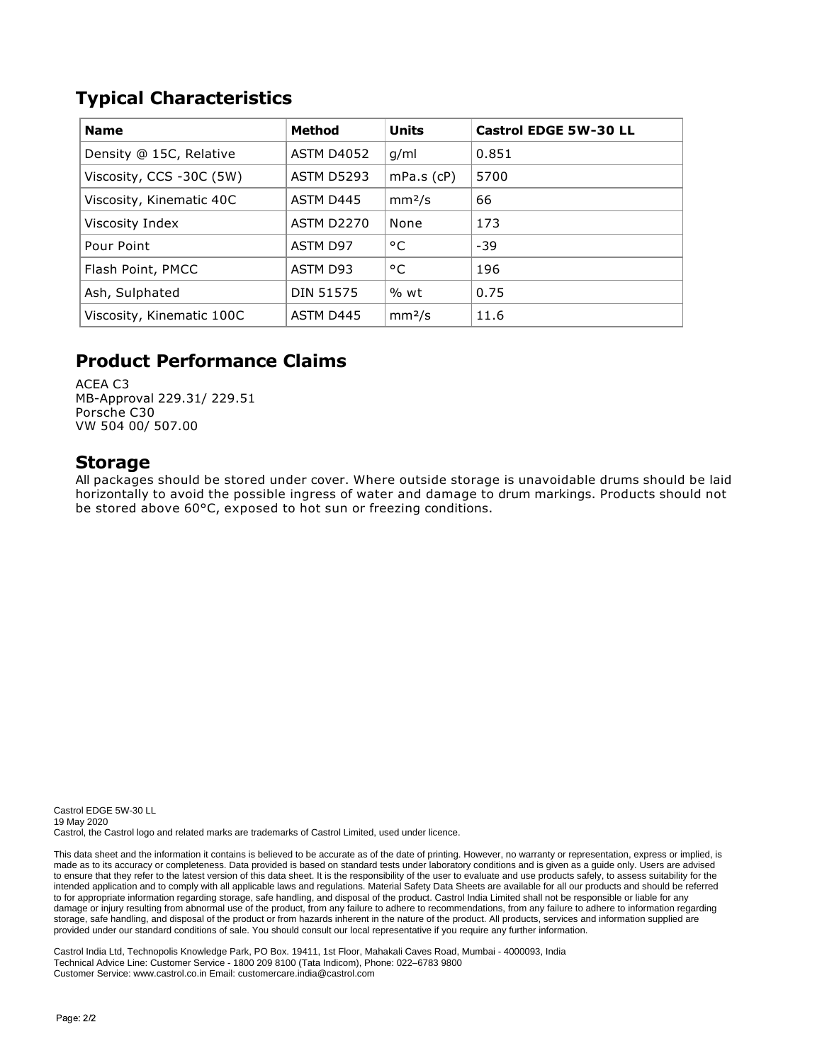## Typical Characteristics

| Name | Method | Units | Castrol EDGE 5W-30 LL |
|---|---|---|---|
| Density @ 15C, Relative | ASTM D4052 | g/ml | 0.851 |
| Viscosity, CCS -30C (5W) | ASTM D5293 | mPa.s (cP) | 5700 |
| Viscosity, Kinematic 40C | ASTM D445 | $mm^2/s$ | 66 |
| Viscosity Index | ASTM D2270 | None | 173 |
| Pour Point | ASTM D97 | °C | -39 |
| Flash Point, PMCC | ASTM D93 | °C | 196 |
| Ash, Sulphated | DIN 51575 | % wt | 0.75 |
| Viscosity, Kinematic 100C | ASTM D445 | $mm^2/s$ | 11.6 |

## Product Performance Claims

ACEA C3
MB-Approval 229.31/ 229.51
Porsche C30
VW 504 00/ 507.00

## Storage

All packages should be stored under cover. Where outside storage is unavoidable drums should be laid horizontally to avoid the possible ingress of water and damage to drum markings. Products should not be stored above 60°C, exposed to hot sun or freezing conditions.

Castrol EDGE 5W-30 LL
19 May 2020
Castrol, the Castrol logo and related marks are trademarks of Castrol Limited, used under licence.

This data sheet and the information it contains is believed to be accurate as of the date of printing. However, no warranty or representation, express or implied, is made as to its accuracy or completeness. Data provided is based on standard tests under laboratory conditions and is given as a guide only. Users are advised to ensure that they refer to the latest version of this data sheet. It is the responsibility of the user to evaluate and use products safely, to assess suitability for the intended application and to comply with all applicable laws and regulations. Material Safety Data Sheets are available for all our products and should be referred to for appropriate information regarding storage, safe handling, and disposal of the product. Castrol India Limited shall not be responsible or liable for any damage or injury resulting from abnormal use of the product, from any failure to adhere to recommendations, from any failure to adhere to information regarding storage, safe handling, and disposal of the product or from hazards inherent in the nature of the product. All products, services and information supplied are provided under our standard conditions of sale. You should consult our local representative if you require any further information.

Castrol India Ltd, Technopolis Knowledge Park, PO Box. 19411, 1st Floor, Mahakali Caves Road, Mumbai - 4000093, India
Technical Advice Line: Customer Service - 1800 209 8100 (Tata Indicom), Phone: 022–6783 9800
Customer Service: www.castrol.co.in Email: customercare.india@castrol.com